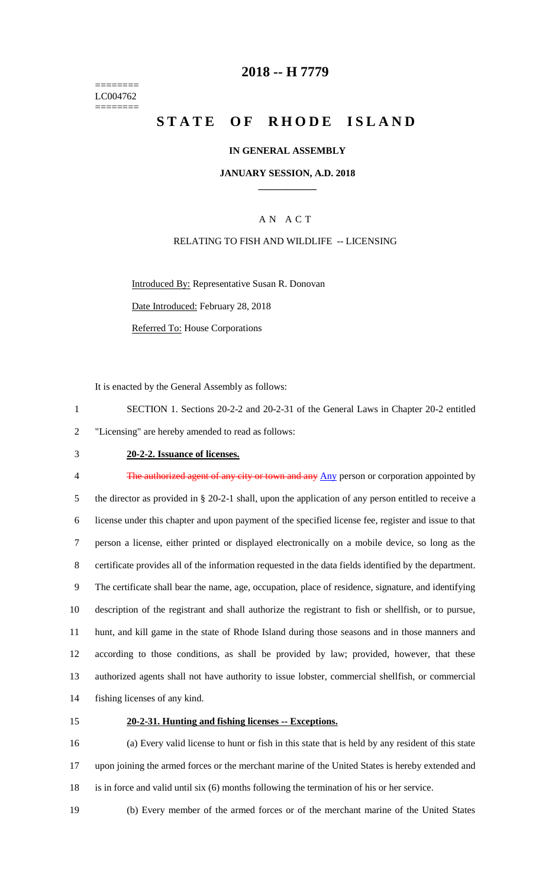========
LC004762
========

# 2018 -- H 7779

# STATE OF RHODE ISLAND

## IN GENERAL ASSEMBLY

### JANUARY SESSION, A.D. 2018

### A N A C T

RELATING TO FISH AND WILDLIFE -- LICENSING

Introduced By: Representative Susan R. Donovan

Date Introduced: February 28, 2018

Referred To: House Corporations

It is enacted by the General Assembly as follows:

1 SECTION 1. Sections 20-2-2 and 20-2-31 of the General Laws in Chapter 20-2 entitled
2 "Licensing" are hereby amended to read as follows:

3 **20-2-2. Issuance of licenses.**

4 ~~The authorized agent of any city or town and any~~ Any person or corporation appointed by
5 the director as provided in § 20-2-1 shall, upon the application of any person entitled to receive a
6 license under this chapter and upon payment of the specified license fee, register and issue to that
7 person a license, either printed or displayed electronically on a mobile device, so long as the
8 certificate provides all of the information requested in the data fields identified by the department.
9 The certificate shall bear the name, age, occupation, place of residence, signature, and identifying
10 description of the registrant and shall authorize the registrant to fish or shellfish, or to pursue,
11 hunt, and kill game in the state of Rhode Island during those seasons and in those manners and
12 according to those conditions, as shall be provided by law; provided, however, that these
13 authorized agents shall not have authority to issue lobster, commercial shellfish, or commercial
14 fishing licenses of any kind.

15 **20-2-31. Hunting and fishing licenses -- Exceptions.**

16 (a) Every valid license to hunt or fish in this state that is held by any resident of this state
17 upon joining the armed forces or the merchant marine of the United States is hereby extended and
18 is in force and valid until six (6) months following the termination of his or her service.

19 (b) Every member of the armed forces or of the merchant marine of the United States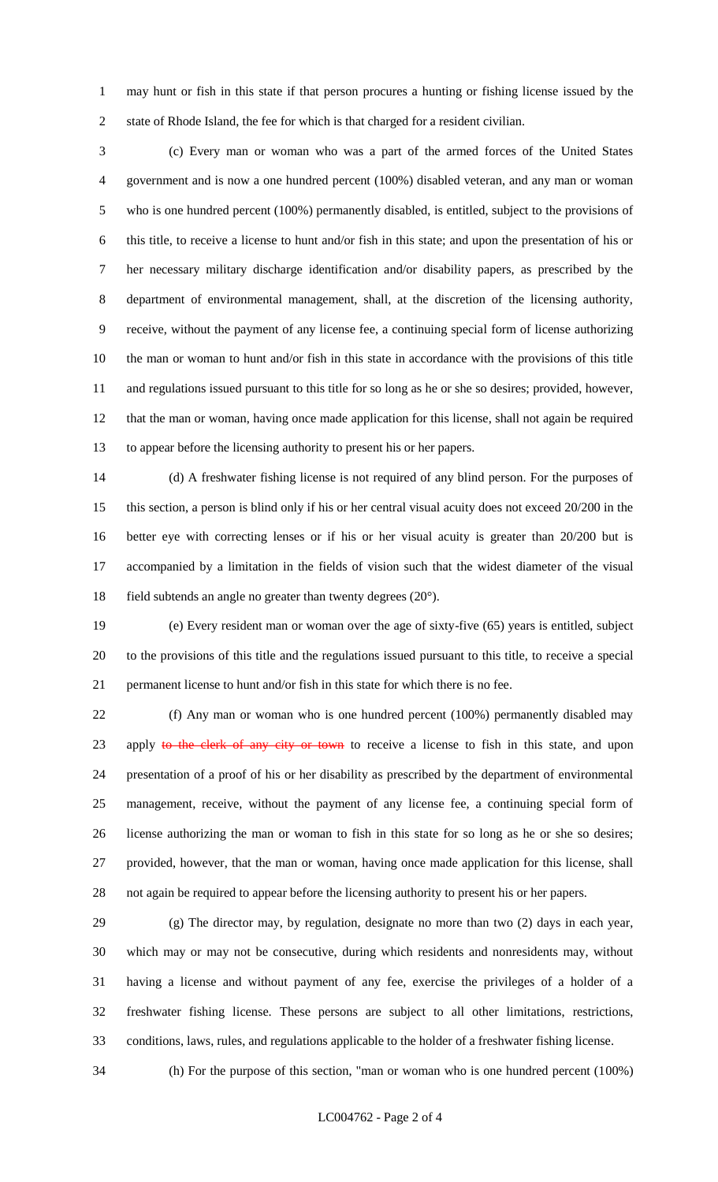may hunt or fish in this state if that person procures a hunting or fishing license issued by the state of Rhode Island, the fee for which is that charged for a resident civilian.

(c) Every man or woman who was a part of the armed forces of the United States government and is now a one hundred percent (100%) disabled veteran, and any man or woman who is one hundred percent (100%) permanently disabled, is entitled, subject to the provisions of this title, to receive a license to hunt and/or fish in this state; and upon the presentation of his or her necessary military discharge identification and/or disability papers, as prescribed by the department of environmental management, shall, at the discretion of the licensing authority, receive, without the payment of any license fee, a continuing special form of license authorizing the man or woman to hunt and/or fish in this state in accordance with the provisions of this title and regulations issued pursuant to this title for so long as he or she so desires; provided, however, that the man or woman, having once made application for this license, shall not again be required to appear before the licensing authority to present his or her papers.

(d) A freshwater fishing license is not required of any blind person. For the purposes of this section, a person is blind only if his or her central visual acuity does not exceed 20/200 in the better eye with correcting lenses or if his or her visual acuity is greater than 20/200 but is accompanied by a limitation in the fields of vision such that the widest diameter of the visual field subtends an angle no greater than twenty degrees (20°).

(e) Every resident man or woman over the age of sixty-five (65) years is entitled, subject to the provisions of this title and the regulations issued pursuant to this title, to receive a special permanent license to hunt and/or fish in this state for which there is no fee.

(f) Any man or woman who is one hundred percent (100%) permanently disabled may apply ~~to the clerk of any city or town~~ to receive a license to fish in this state, and upon presentation of a proof of his or her disability as prescribed by the department of environmental management, receive, without the payment of any license fee, a continuing special form of license authorizing the man or woman to fish in this state for so long as he or she so desires; provided, however, that the man or woman, having once made application for this license, shall not again be required to appear before the licensing authority to present his or her papers.

(g) The director may, by regulation, designate no more than two (2) days in each year, which may or may not be consecutive, during which residents and nonresidents may, without having a license and without payment of any fee, exercise the privileges of a holder of a freshwater fishing license. These persons are subject to all other limitations, restrictions, conditions, laws, rules, and regulations applicable to the holder of a freshwater fishing license.

(h) For the purpose of this section, "man or woman who is one hundred percent (100%)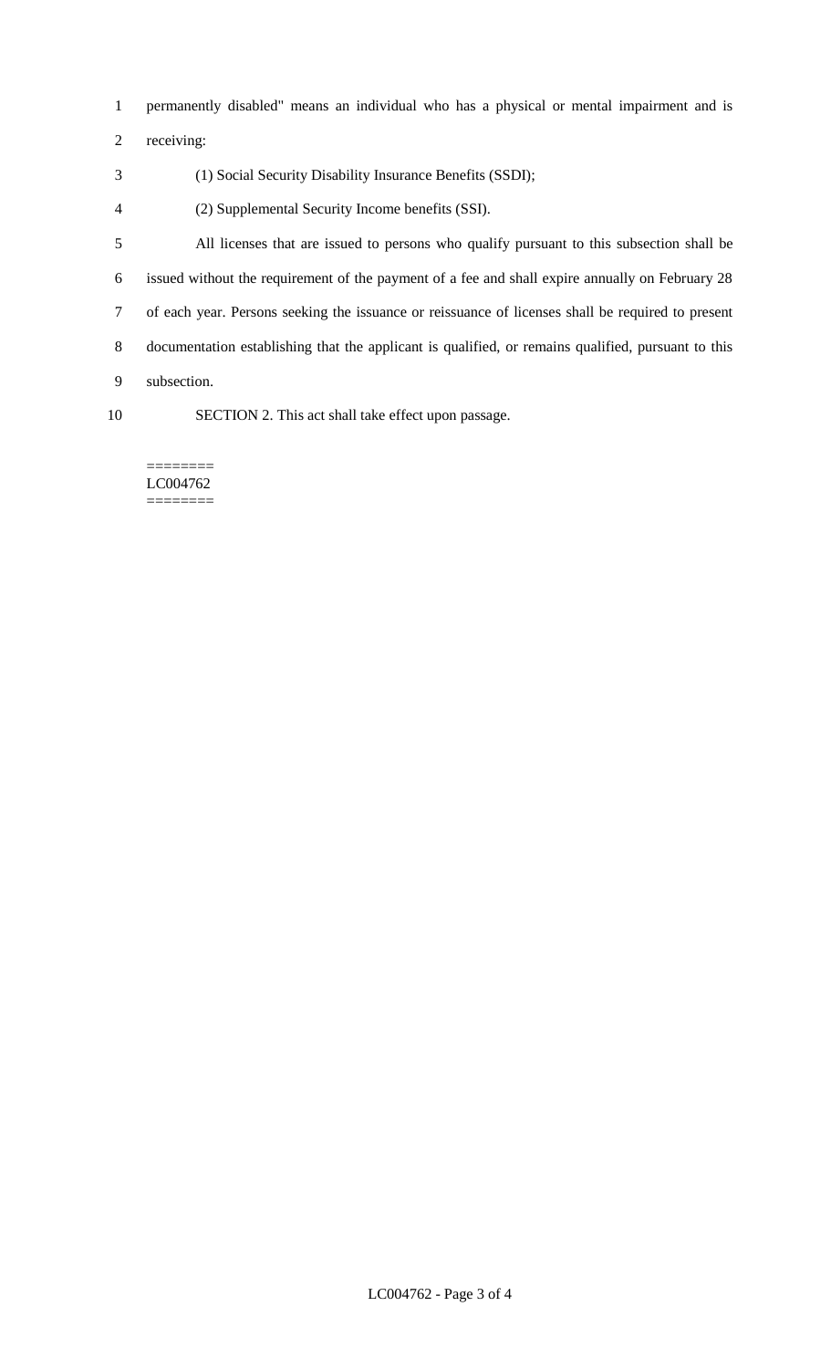permanently disabled" means an individual who has a physical or mental impairment and is receiving:

(1) Social Security Disability Insurance Benefits (SSDI);

(2) Supplemental Security Income benefits (SSI).

All licenses that are issued to persons who qualify pursuant to this subsection shall be issued without the requirement of the payment of a fee and shall expire annually on February 28 of each year. Persons seeking the issuance or reissuance of licenses shall be required to present documentation establishing that the applicant is qualified, or remains qualified, pursuant to this subsection.

SECTION 2. This act shall take effect upon passage.

========
LC004762
========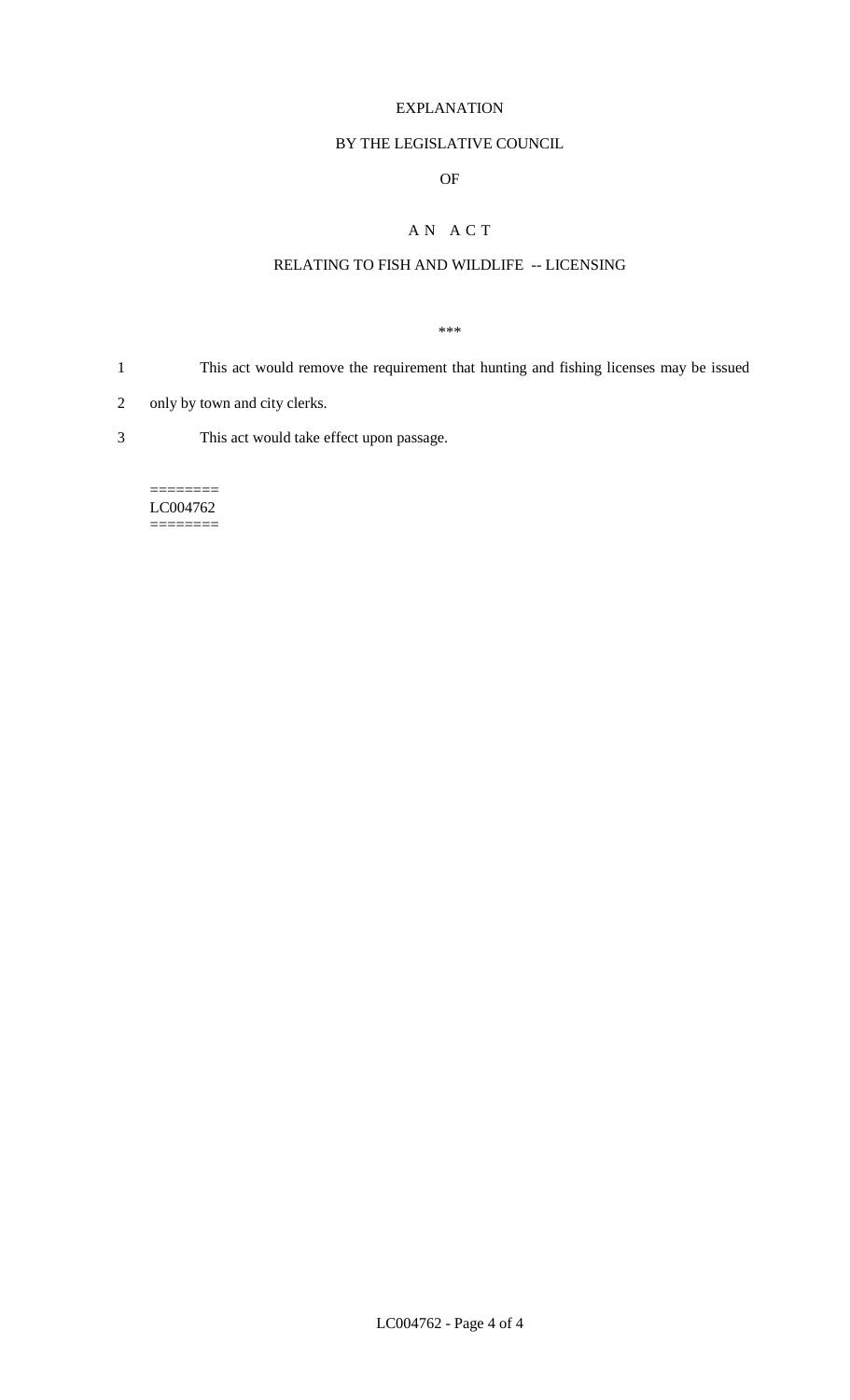EXPLANATION

BY THE LEGISLATIVE COUNCIL

OF

A N A C T

RELATING TO FISH AND WILDLIFE -- LICENSING

\*\*\*

This act would remove the requirement that hunting and fishing licenses may be issued only by town and city clerks.

This act would take effect upon passage.

========
LC004762
========